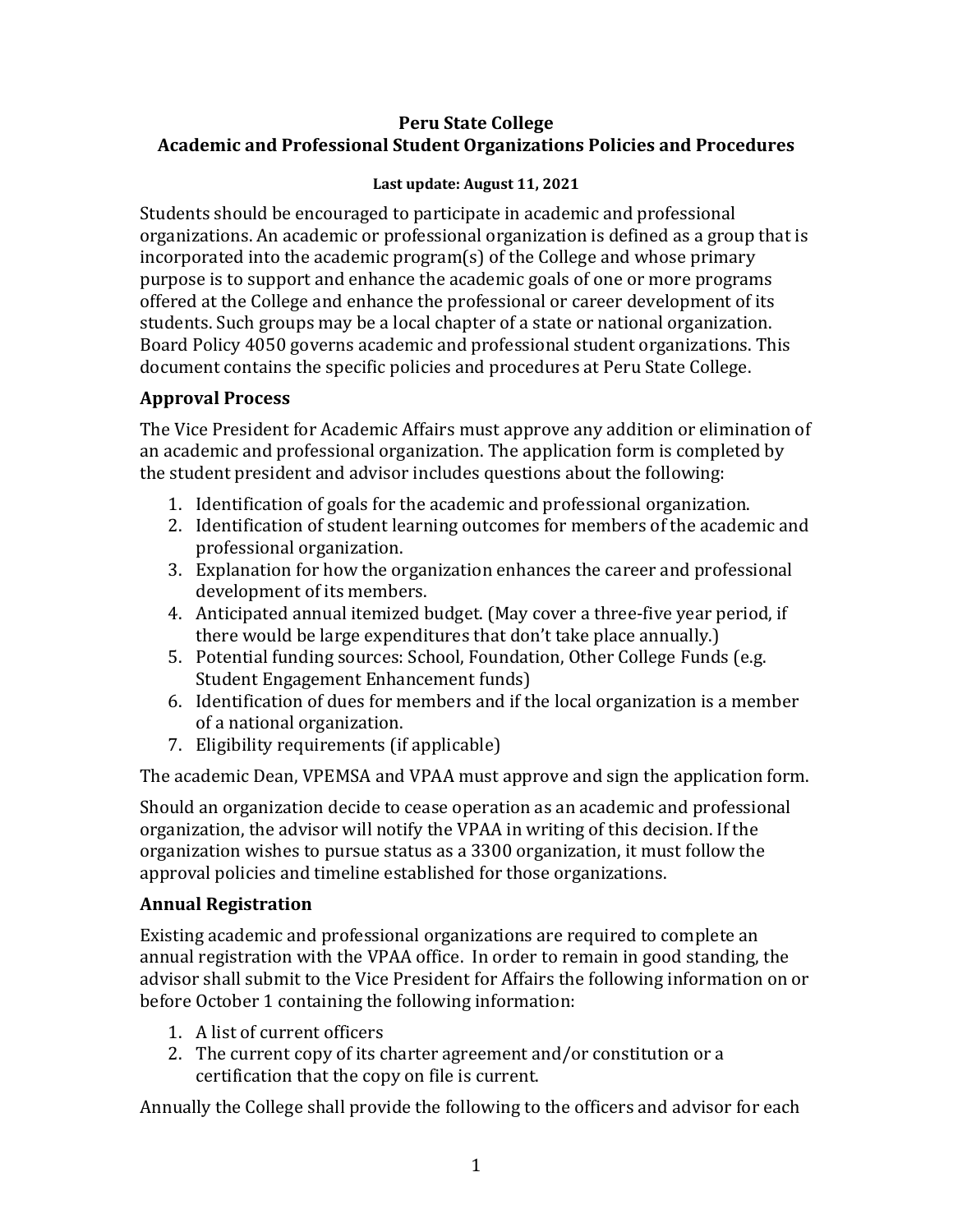# Peru State College
# Academic and Professional Student Organizations Policies and Procedures

**Last update: August 11, 2021**

Students should be encouraged to participate in academic and professional organizations. An academic or professional organization is defined as a group that is incorporated into the academic program(s) of the College and whose primary purpose is to support and enhance the academic goals of one or more programs offered at the College and enhance the professional or career development of its students. Such groups may be a local chapter of a state or national organization. Board Policy 4050 governs academic and professional student organizations. This document contains the specific policies and procedures at Peru State College.

## Approval Process

The Vice President for Academic Affairs must approve any addition or elimination of an academic and professional organization. The application form is completed by the student president and advisor includes questions about the following:

1. Identification of goals for the academic and professional organization.
2. Identification of student learning outcomes for members of the academic and professional organization.
3. Explanation for how the organization enhances the career and professional development of its members.
4. Anticipated annual itemized budget. (May cover a three-five year period, if there would be large expenditures that don't take place annually.)
5. Potential funding sources: School, Foundation, Other College Funds (e.g. Student Engagement Enhancement funds)
6. Identification of dues for members and if the local organization is a member of a national organization.
7. Eligibility requirements (if applicable)

The academic Dean, VPEMSA and VPAA must approve and sign the application form.

Should an organization decide to cease operation as an academic and professional organization, the advisor will notify the VPAA in writing of this decision. If the organization wishes to pursue status as a 3300 organization, it must follow the approval policies and timeline established for those organizations.

## Annual Registration

Existing academic and professional organizations are required to complete an annual registration with the VPAA office. In order to remain in good standing, the advisor shall submit to the Vice President for Affairs the following information on or before October 1 containing the following information:

1. A list of current officers
2. The current copy of its charter agreement and/or constitution or a certification that the copy on file is current.

Annually the College shall provide the following to the officers and advisor for each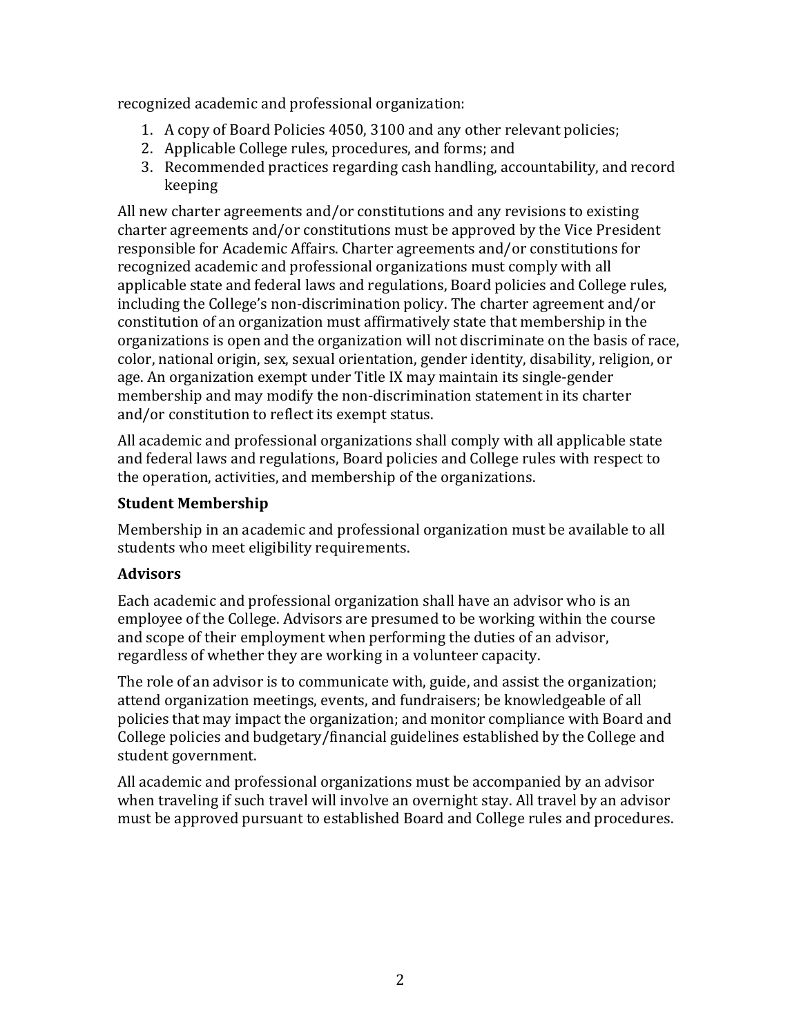recognized academic and professional organization:

1. A copy of Board Policies 4050, 3100 and any other relevant policies;
2. Applicable College rules, procedures, and forms; and
3. Recommended practices regarding cash handling, accountability, and record keeping

All new charter agreements and/or constitutions and any revisions to existing charter agreements and/or constitutions must be approved by the Vice President responsible for Academic Affairs. Charter agreements and/or constitutions for recognized academic and professional organizations must comply with all applicable state and federal laws and regulations, Board policies and College rules, including the College's non-discrimination policy. The charter agreement and/or constitution of an organization must affirmatively state that membership in the organizations is open and the organization will not discriminate on the basis of race, color, national origin, sex, sexual orientation, gender identity, disability, religion, or age. An organization exempt under Title IX may maintain its single-gender membership and may modify the non-discrimination statement in its charter and/or constitution to reflect its exempt status.

All academic and professional organizations shall comply with all applicable state and federal laws and regulations, Board policies and College rules with respect to the operation, activities, and membership of the organizations.

### Student Membership

Membership in an academic and professional organization must be available to all students who meet eligibility requirements.

### Advisors

Each academic and professional organization shall have an advisor who is an employee of the College. Advisors are presumed to be working within the course and scope of their employment when performing the duties of an advisor, regardless of whether they are working in a volunteer capacity.

The role of an advisor is to communicate with, guide, and assist the organization; attend organization meetings, events, and fundraisers; be knowledgeable of all policies that may impact the organization; and monitor compliance with Board and College policies and budgetary/financial guidelines established by the College and student government.

All academic and professional organizations must be accompanied by an advisor when traveling if such travel will involve an overnight stay. All travel by an advisor must be approved pursuant to established Board and College rules and procedures.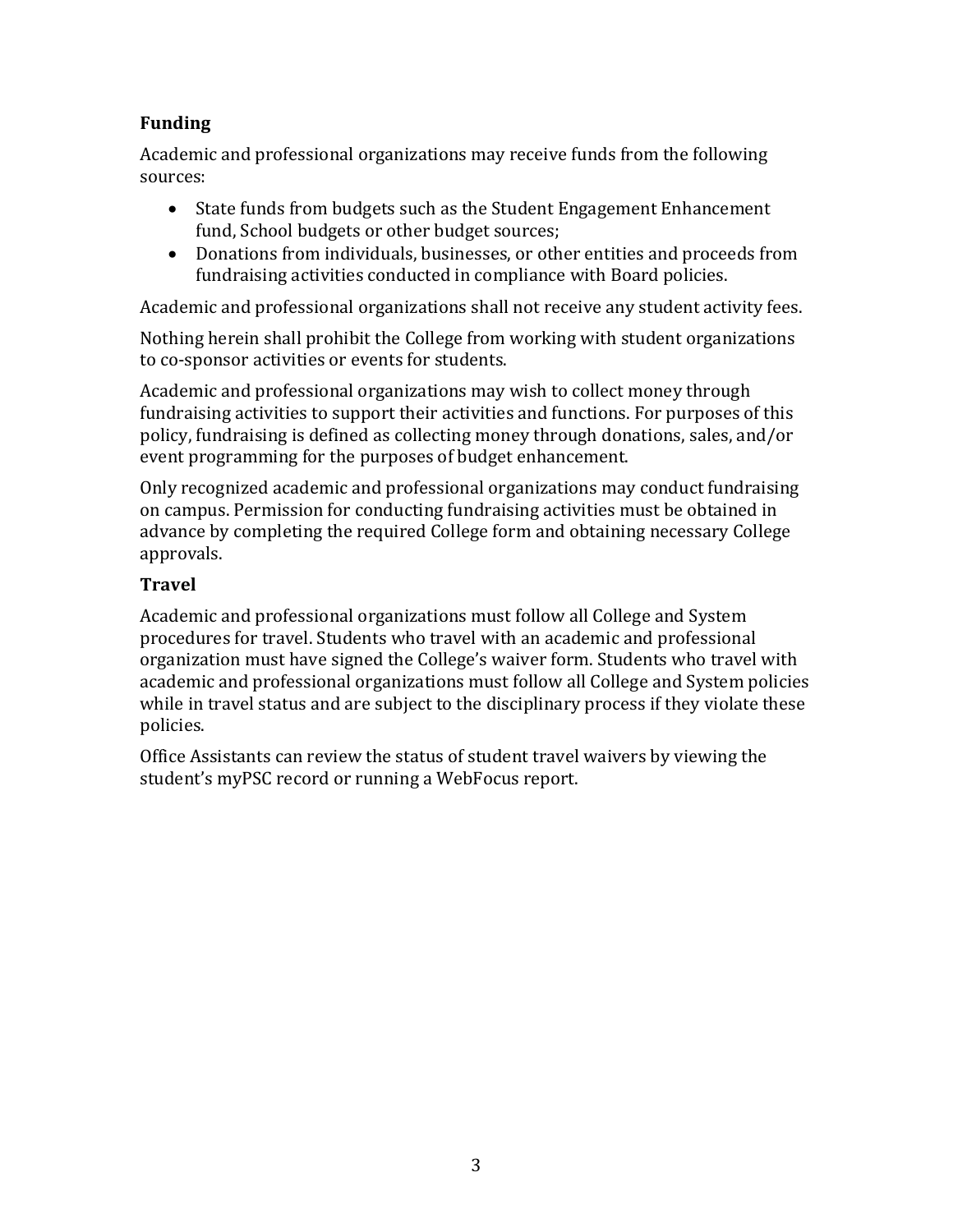## Funding

Academic and professional organizations may receive funds from the following sources:

- State funds from budgets such as the Student Engagement Enhancement fund, School budgets or other budget sources;
- Donations from individuals, businesses, or other entities and proceeds from fundraising activities conducted in compliance with Board policies.

Academic and professional organizations shall not receive any student activity fees.

Nothing herein shall prohibit the College from working with student organizations to co-sponsor activities or events for students.

Academic and professional organizations may wish to collect money through fundraising activities to support their activities and functions. For purposes of this policy, fundraising is defined as collecting money through donations, sales, and/or event programming for the purposes of budget enhancement.

Only recognized academic and professional organizations may conduct fundraising on campus. Permission for conducting fundraising activities must be obtained in advance by completing the required College form and obtaining necessary College approvals.

## Travel

Academic and professional organizations must follow all College and System procedures for travel. Students who travel with an academic and professional organization must have signed the College's waiver form. Students who travel with academic and professional organizations must follow all College and System policies while in travel status and are subject to the disciplinary process if they violate these policies.

Office Assistants can review the status of student travel waivers by viewing the student's myPSC record or running a WebFocus report.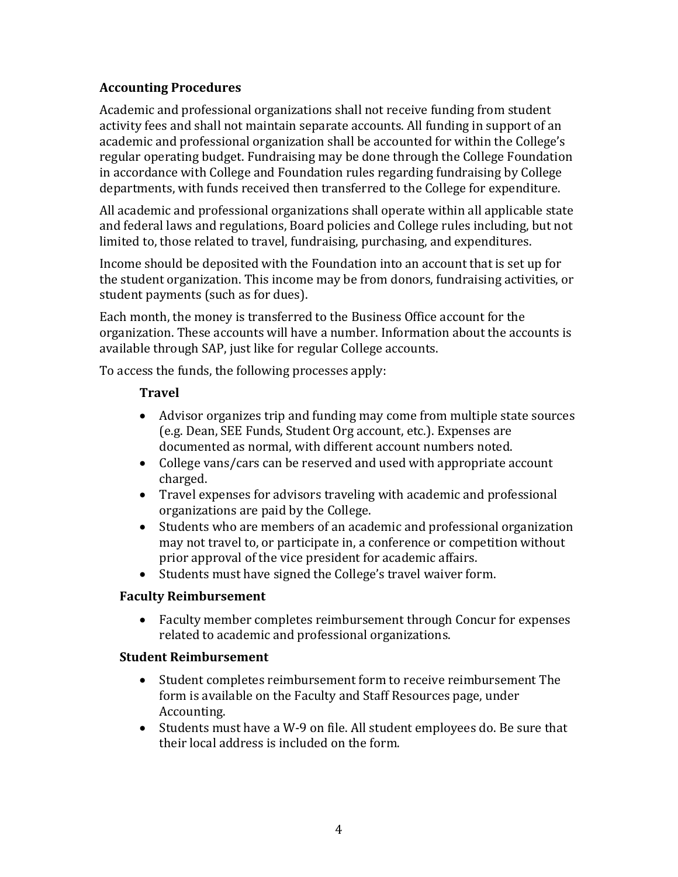## Accounting Procedures

Academic and professional organizations shall not receive funding from student activity fees and shall not maintain separate accounts. All funding in support of an academic and professional organization shall be accounted for within the College's regular operating budget. Fundraising may be done through the College Foundation in accordance with College and Foundation rules regarding fundraising by College departments, with funds received then transferred to the College for expenditure.

All academic and professional organizations shall operate within all applicable state and federal laws and regulations, Board policies and College rules including, but not limited to, those related to travel, fundraising, purchasing, and expenditures.

Income should be deposited with the Foundation into an account that is set up for the student organization. This income may be from donors, fundraising activities, or student payments (such as for dues).

Each month, the money is transferred to the Business Office account for the organization. These accounts will have a number. Information about the accounts is available through SAP, just like for regular College accounts.

To access the funds, the following processes apply:

### Travel

- Advisor organizes trip and funding may come from multiple state sources (e.g. Dean, SEE Funds, Student Org account, etc.). Expenses are documented as normal, with different account numbers noted.
- College vans/cars can be reserved and used with appropriate account charged.
- Travel expenses for advisors traveling with academic and professional organizations are paid by the College.
- Students who are members of an academic and professional organization may not travel to, or participate in, a conference or competition without prior approval of the vice president for academic affairs.
- Students must have signed the College's travel waiver form.

### Faculty Reimbursement

- Faculty member completes reimbursement through Concur for expenses related to academic and professional organizations.

### Student Reimbursement

- Student completes reimbursement form to receive reimbursement The form is available on the Faculty and Staff Resources page, under Accounting.
- Students must have a W-9 on file. All student employees do. Be sure that their local address is included on the form.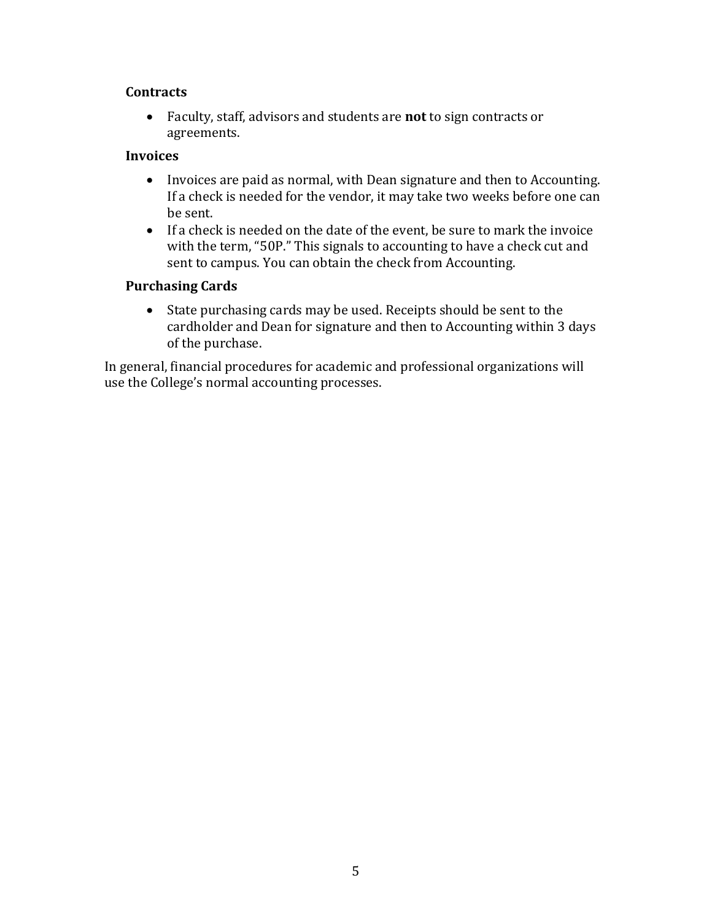**Contracts**

- Faculty, staff, advisors and students are **not** to sign contracts or agreements.

**Invoices**

- Invoices are paid as normal, with Dean signature and then to Accounting. If a check is needed for the vendor, it may take two weeks before one can be sent.
- If a check is needed on the date of the event, be sure to mark the invoice with the term, "50P." This signals to accounting to have a check cut and sent to campus. You can obtain the check from Accounting.

**Purchasing Cards**

- State purchasing cards may be used. Receipts should be sent to the cardholder and Dean for signature and then to Accounting within 3 days of the purchase.

In general, financial procedures for academic and professional organizations will use the College's normal accounting processes.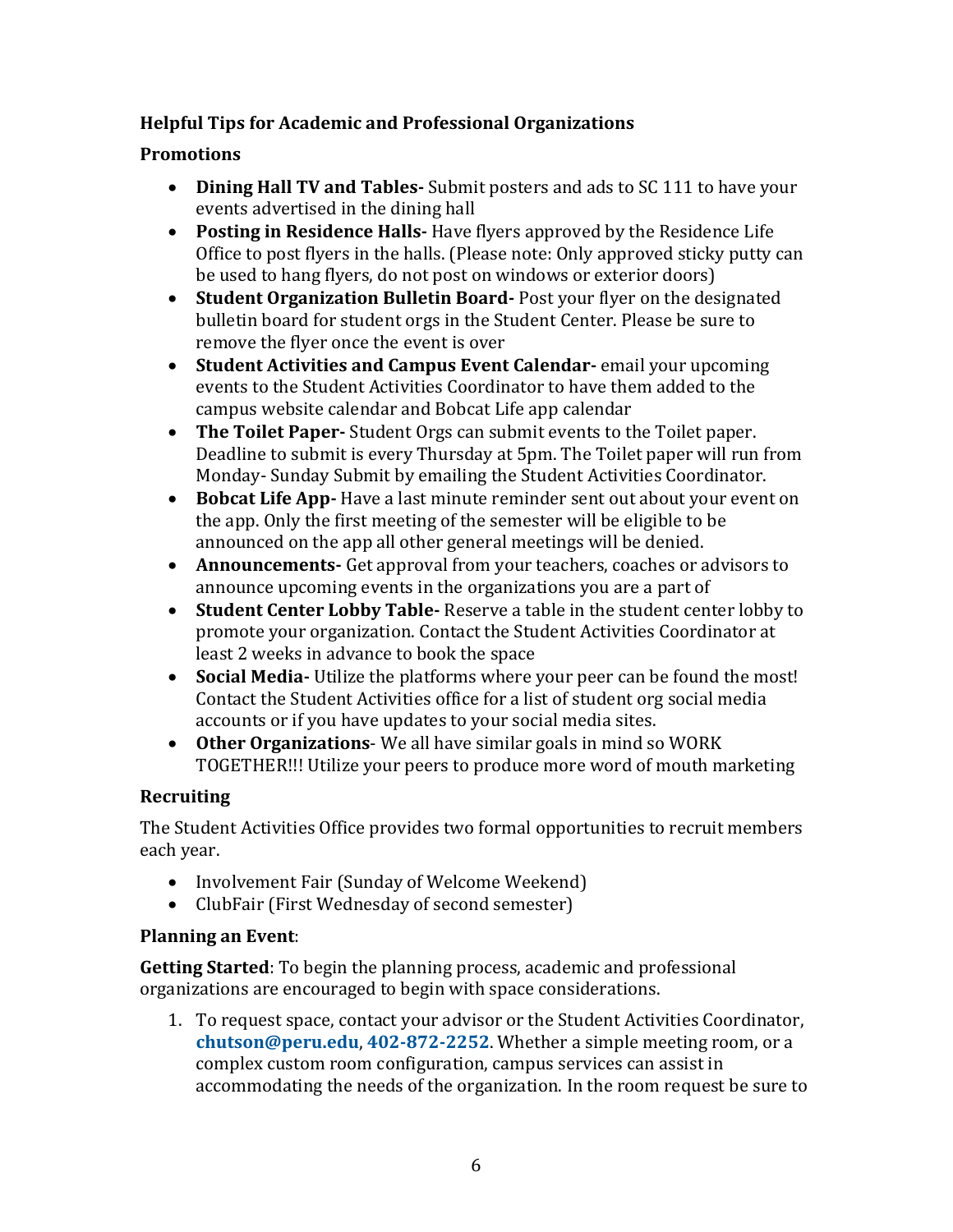**Helpful Tips for Academic and Professional Organizations**

**Promotions**

- **Dining Hall TV and Tables-** Submit posters and ads to SC 111 to have your events advertised in the dining hall
- **Posting in Residence Halls-** Have flyers approved by the Residence Life Office to post flyers in the halls. (Please note: Only approved sticky putty can be used to hang flyers, do not post on windows or exterior doors)
- **Student Organization Bulletin Board-** Post your flyer on the designated bulletin board for student orgs in the Student Center. Please be sure to remove the flyer once the event is over
- **Student Activities and Campus Event Calendar-** email your upcoming events to the Student Activities Coordinator to have them added to the campus website calendar and Bobcat Life app calendar
- **The Toilet Paper-** Student Orgs can submit events to the Toilet paper. Deadline to submit is every Thursday at 5pm. The Toilet paper will run from Monday- Sunday Submit by emailing the Student Activities Coordinator.
- **Bobcat Life App-** Have a last minute reminder sent out about your event on the app. Only the first meeting of the semester will be eligible to be announced on the app all other general meetings will be denied.
- **Announcements-** Get approval from your teachers, coaches or advisors to announce upcoming events in the organizations you are a part of
- **Student Center Lobby Table-** Reserve a table in the student center lobby to promote your organization. Contact the Student Activities Coordinator at least 2 weeks in advance to book the space
- **Social Media-** Utilize the platforms where your peer can be found the most! Contact the Student Activities office for a list of student org social media accounts or if you have updates to your social media sites.
- **Other Organizations**- We all have similar goals in mind so WORK TOGETHER!!! Utilize your peers to produce more word of mouth marketing

**Recruiting**

The Student Activities Office provides two formal opportunities to recruit members each year.

- Involvement Fair (Sunday of Welcome Weekend)
- ClubFair (First Wednesday of second semester)

**Planning an Event**:

**Getting Started**: To begin the planning process, academic and professional organizations are encouraged to begin with space considerations.

1. To request space, contact your advisor or the Student Activities Coordinator, **chutson@peru.edu**, **402-872-2252**. Whether a simple meeting room, or a complex custom room configuration, campus services can assist in accommodating the needs of the organization. In the room request be sure to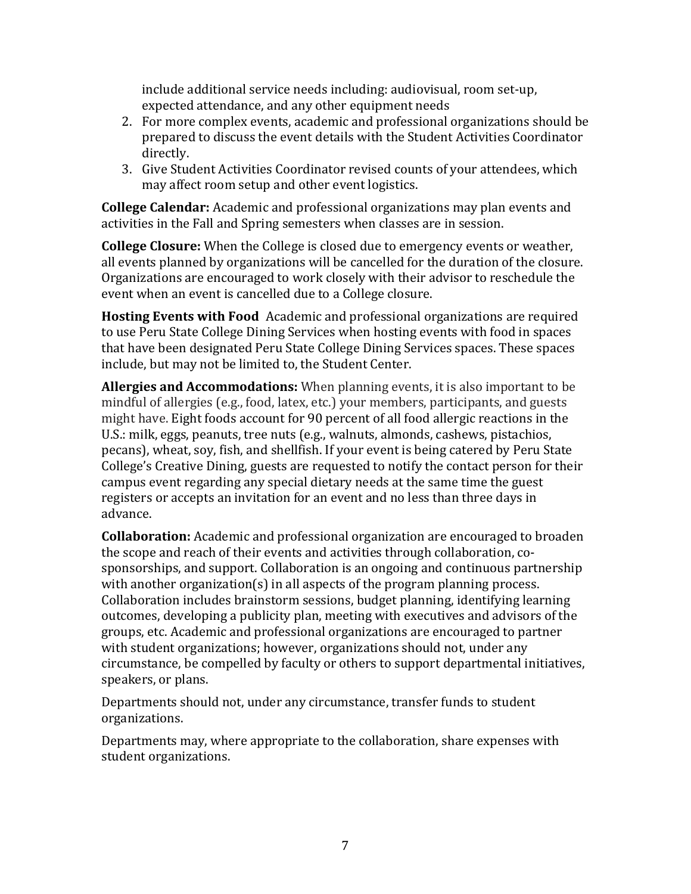include additional service needs including: audiovisual, room set-up, expected attendance, and any other equipment needs

2. For more complex events, academic and professional organizations should be prepared to discuss the event details with the Student Activities Coordinator directly.
3. Give Student Activities Coordinator revised counts of your attendees, which may affect room setup and other event logistics.

**College Calendar:** Academic and professional organizations may plan events and activities in the Fall and Spring semesters when classes are in session.

**College Closure:** When the College is closed due to emergency events or weather, all events planned by organizations will be cancelled for the duration of the closure. Organizations are encouraged to work closely with their advisor to reschedule the event when an event is cancelled due to a College closure.

**Hosting Events with Food** Academic and professional organizations are required to use Peru State College Dining Services when hosting events with food in spaces that have been designated Peru State College Dining Services spaces. These spaces include, but may not be limited to, the Student Center.

**Allergies and Accommodations:** When planning events, it is also important to be mindful of allergies (e.g., food, latex, etc.) your members, participants, and guests might have. Eight foods account for 90 percent of all food allergic reactions in the U.S.: milk, eggs, peanuts, tree nuts (e.g., walnuts, almonds, cashews, pistachios, pecans), wheat, soy, fish, and shellfish. If your event is being catered by Peru State College's Creative Dining, guests are requested to notify the contact person for their campus event regarding any special dietary needs at the same time the guest registers or accepts an invitation for an event and no less than three days in advance.

**Collaboration:** Academic and professional organization are encouraged to broaden the scope and reach of their events and activities through collaboration, co-sponsorships, and support. Collaboration is an ongoing and continuous partnership with another organization(s) in all aspects of the program planning process. Collaboration includes brainstorm sessions, budget planning, identifying learning outcomes, developing a publicity plan, meeting with executives and advisors of the groups, etc. Academic and professional organizations are encouraged to partner with student organizations; however, organizations should not, under any circumstance, be compelled by faculty or others to support departmental initiatives, speakers, or plans.

Departments should not, under any circumstance, transfer funds to student organizations.

Departments may, where appropriate to the collaboration, share expenses with student organizations.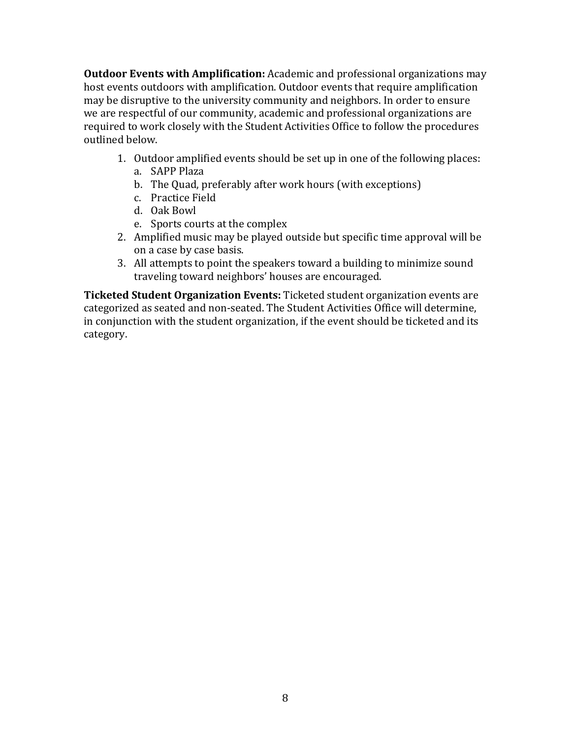**Outdoor Events with Amplification:** Academic and professional organizations may host events outdoors with amplification. Outdoor events that require amplification may be disruptive to the university community and neighbors. In order to ensure we are respectful of our community, academic and professional organizations are required to work closely with the Student Activities Office to follow the procedures outlined below.

1. Outdoor amplified events should be set up in one of the following places:
   a. SAPP Plaza
   b. The Quad, preferably after work hours (with exceptions)
   c. Practice Field
   d. Oak Bowl
   e. Sports courts at the complex
2. Amplified music may be played outside but specific time approval will be on a case by case basis.
3. All attempts to point the speakers toward a building to minimize sound traveling toward neighbors' houses are encouraged.

**Ticketed Student Organization Events:** Ticketed student organization events are categorized as seated and non-seated. The Student Activities Office will determine, in conjunction with the student organization, if the event should be ticketed and its category.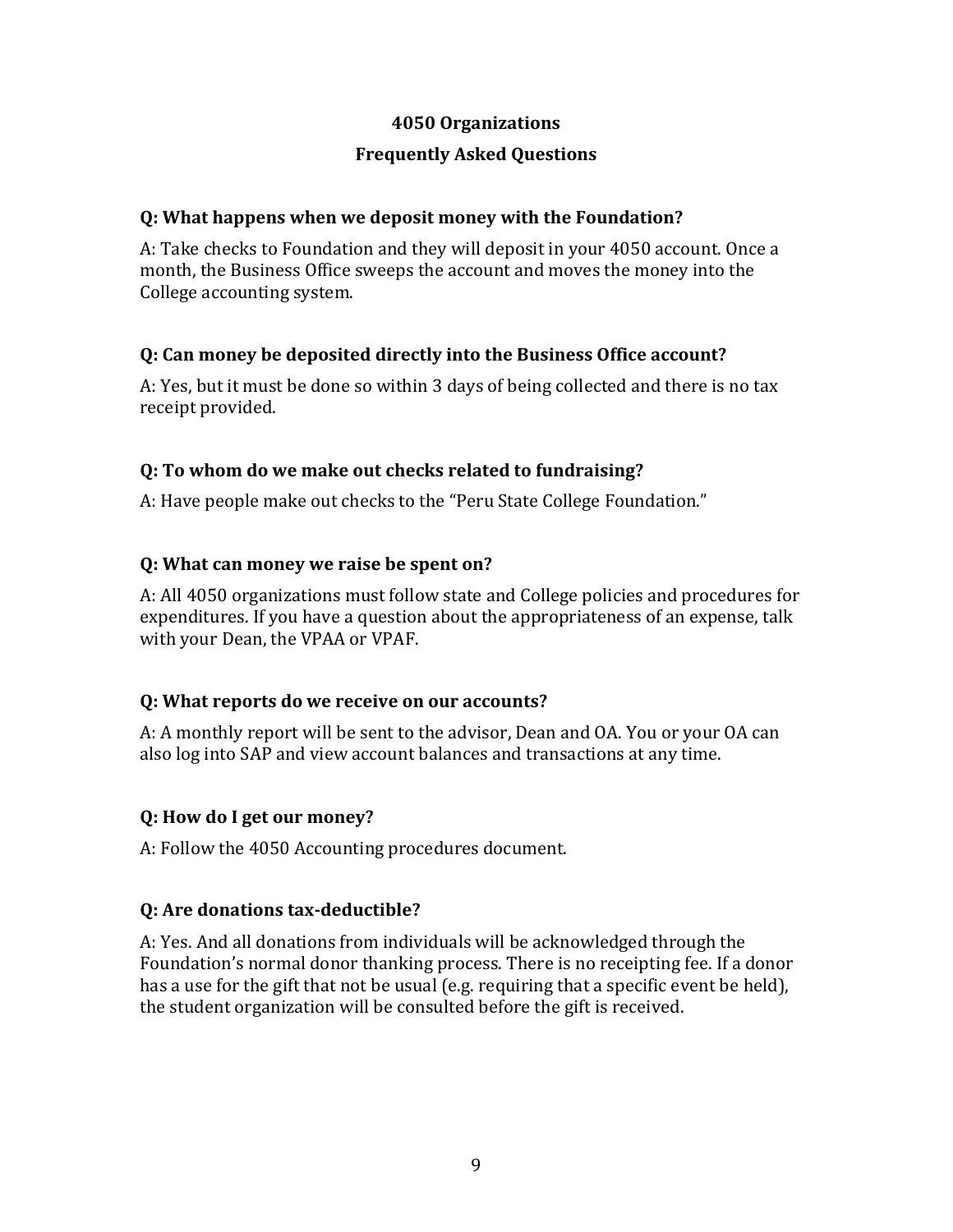# 4050 Organizations

## Frequently Asked Questions

**Q: What happens when we deposit money with the Foundation?**

A: Take checks to Foundation and they will deposit in your 4050 account. Once a month, the Business Office sweeps the account and moves the money into the College accounting system.

**Q: Can money be deposited directly into the Business Office account?**

A: Yes, but it must be done so within 3 days of being collected and there is no tax receipt provided.

**Q: To whom do we make out checks related to fundraising?**

A: Have people make out checks to the "Peru State College Foundation."

**Q: What can money we raise be spent on?**

A: All 4050 organizations must follow state and College policies and procedures for expenditures. If you have a question about the appropriateness of an expense, talk with your Dean, the VPAA or VPAF.

**Q: What reports do we receive on our accounts?**

A: A monthly report will be sent to the advisor, Dean and OA. You or your OA can also log into SAP and view account balances and transactions at any time.

**Q: How do I get our money?**

A: Follow the 4050 Accounting procedures document.

**Q: Are donations tax-deductible?**

A: Yes. And all donations from individuals will be acknowledged through the Foundation's normal donor thanking process. There is no receipting fee. If a donor has a use for the gift that not be usual (e.g. requiring that a specific event be held), the student organization will be consulted before the gift is received.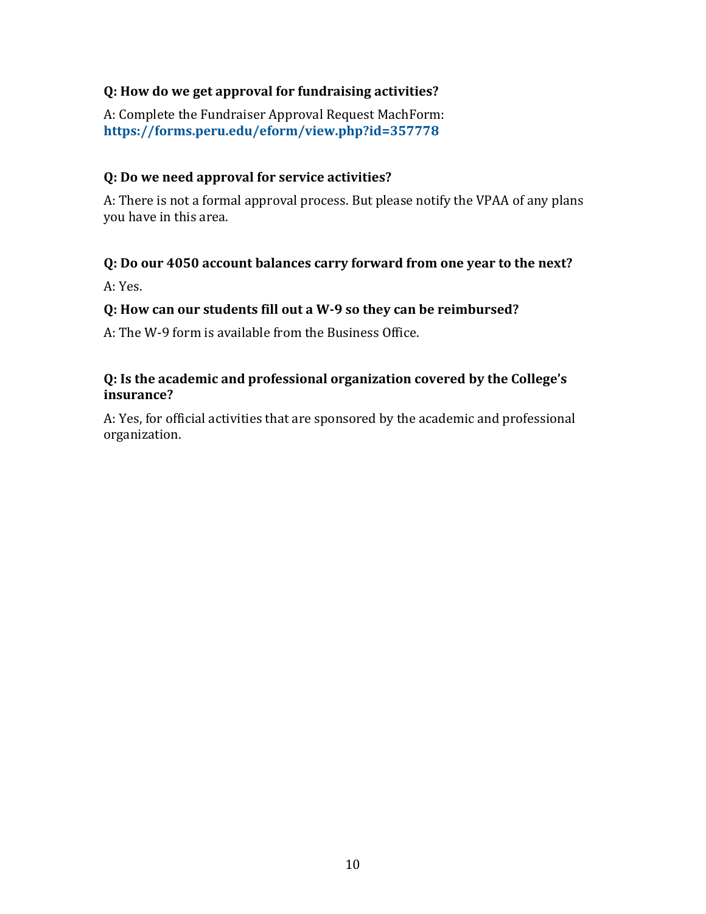**Q: How do we get approval for fundraising activities?**

A: Complete the Fundraiser Approval Request MachForm:
**https://forms.peru.edu/eform/view.php?id=357778**

**Q: Do we need approval for service activities?**

A: There is not a formal approval process. But please notify the VPAA of any plans you have in this area.

**Q: Do our 4050 account balances carry forward from one year to the next?**

A: Yes.

**Q: How can our students fill out a W-9 so they can be reimbursed?**

A: The W-9 form is available from the Business Office.

**Q: Is the academic and professional organization covered by the College's insurance?**

A: Yes, for official activities that are sponsored by the academic and professional organization.